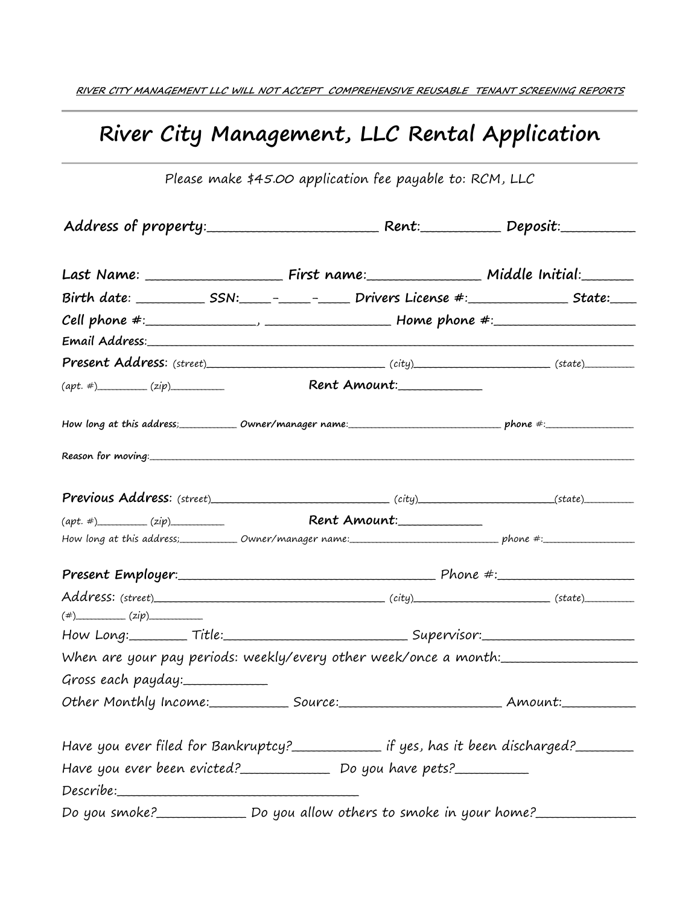*RIVER CITY MANAGEMENT LLC WILL NOT ACCEPT COMPREHENSIVE REUSABLE TENANT SCREENING REPORTS*

---

# River City Management, LLC Rental Application

---

Please make $45.00 application fee payable to: RCM, LLC

**Address of property**:______________________ **Rent**:__________ **Deposit**:_________

**Last Name**: __________________ **First name**:_______________ **Middle Initial**:______

**Birth date**: _________ **SSN**:____-____-____ **Drivers License #**:_____________ **State**:___

**Cell phone #**:_______________, _________________ **Home phone #**:__________________

**Email Address**:________________________________________________________________

**Present Address**: *(street)*___________________________ *(city)*______________________ *(state)*_________

*(apt. #)*_________ *(zip)*__________ **Rent Amount**:____________

**How long at this address**;___________ **Owner/manager name**:______________________________ **phone #**:________________

**Reason for moving**:________________________________________________________________

**Previous Address**: *(street)*___________________________ *(city)*______________________*(state)*_________

*(apt. #)*_________ *(zip)*__________ **Rent Amount**:____________

How long at this address;___________ Owner/manager name:______________________________ phone #:________________

**Present Employer**:____________________________________ Phone #:___________________

Address: *(street)*____________________________________ *(city)*______________________ *(state)*_________

*(#)*_________ *(zip)*__________

How Long:________ Title:__________________________ Supervisor:_____________________

When are your pay periods: weekly/every other week/once a month:__________________

Gross each payday:___________

Other Monthly Income:__________ Source:______________________ Amount:__________

Have you ever filed for Bankruptcy?____________ if yes, has it been discharged?________

Have you ever been evicted?____________ Do you have pets?__________

Describe:__________________________________

Do you smoke?____________ Do you allow others to smoke in your home?_____________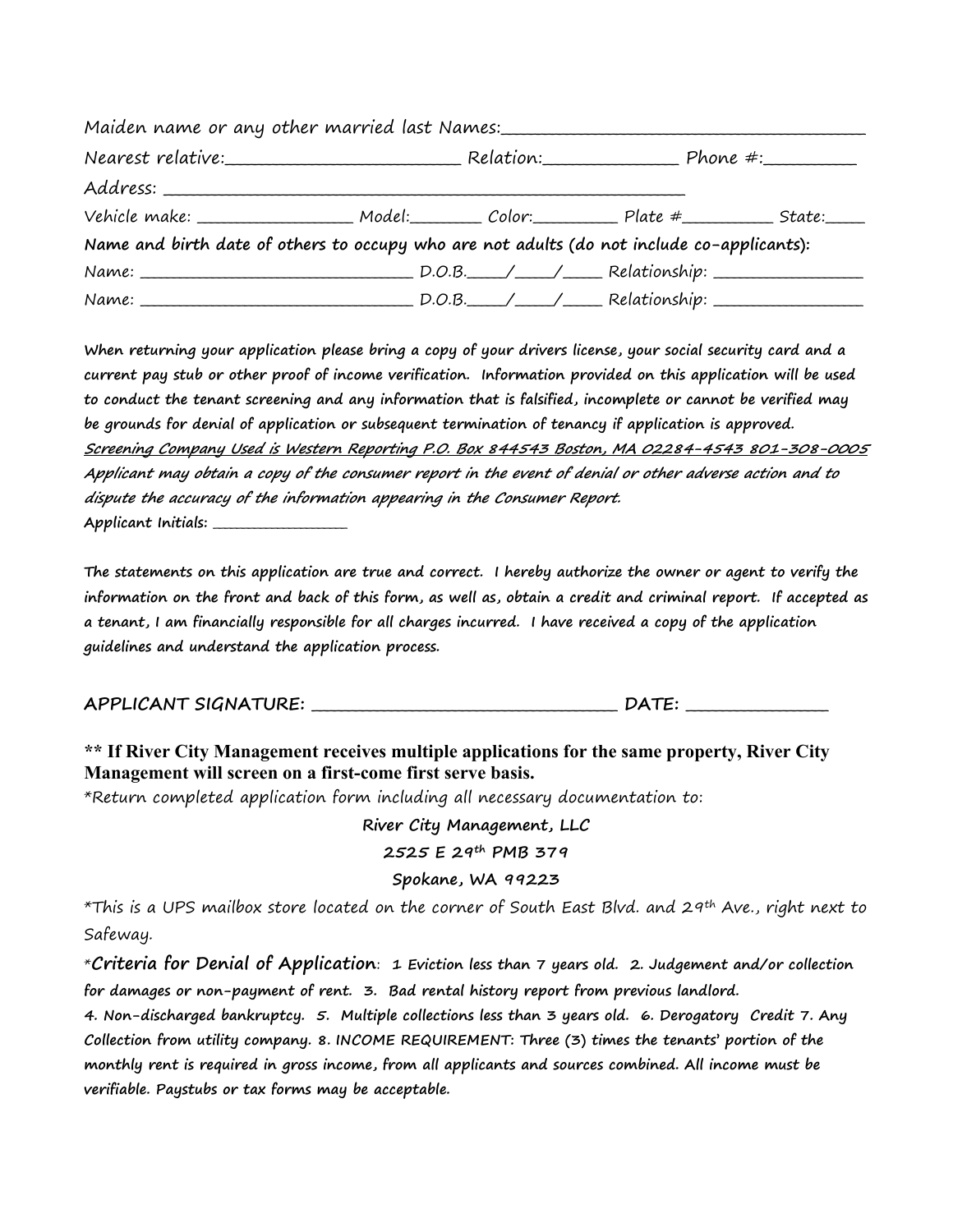Maiden name or any other married last Names:_______________________________________

Nearest relative:___________________________ Relation:_______________ Phone #:__________

Address: ______________________________________________________________

Vehicle make: _________________ Model:________ Color:_________ Plate #__________ State:_____

**Name and birth date of others to occupy who are not adults (do not include co-applicants):**

Name: ________________________________ D.O.B.____/____/____ Relationship: _________________

Name: ________________________________ D.O.B.____/____/____ Relationship: _________________

**When returning your application please bring a copy of your drivers license, your social security card and a current pay stub or other proof of income verification. Information provided on this application will be used to conduct the tenant screening and any information that is falsified, incomplete or cannot be verified may be grounds for denial of application or subsequent termination of tenancy if application is approved.**
***<u>Screening Company Used is Western Reporting P.O. Box 844543 Boston, MA 02284-4543 801-308-0005</u>***
***Applicant may obtain a copy of the consumer report in the event of denial or other adverse action and to dispute the accuracy of the information appearing in the Consumer Report.***
**Applicant Initials: _________________**

**The statements on this application are true and correct. I hereby authorize the owner or agent to verify the information on the front and back of this form, as well as, obtain a credit and criminal report. If accepted as a tenant, I am financially responsible for all charges incurred. I have received a copy of the application guidelines and understand the application process.**

**APPLICANT SIGNATURE: _________________________________ DATE: _______________**

**** If River City Management receives multiple applications for the same property, River City Management will screen on a first-come first serve basis.**

*Return completed application form including all necessary documentation to:

**River City Management, LLC**
**2525 E 29th PMB 379**
**Spokane, WA 99223**

*This is a UPS mailbox store located on the corner of South East Blvd. and 29th Ave., right next to Safeway.

***Criteria for Denial of Application**: **1 Eviction less than 7 years old. 2. Judgement and/or collection for damages or non-payment of rent. 3. Bad rental history report from previous landlord. 4. Non-discharged bankruptcy. 5. Multiple collections less than 3 years old. 6. Derogatory Credit 7. Any Collection from utility company. 8. INCOME REQUIREMENT: Three (3) times the tenants' portion of the monthly rent is required in gross income, from all applicants and sources combined. All income must be verifiable. Paystubs or tax forms may be acceptable.**